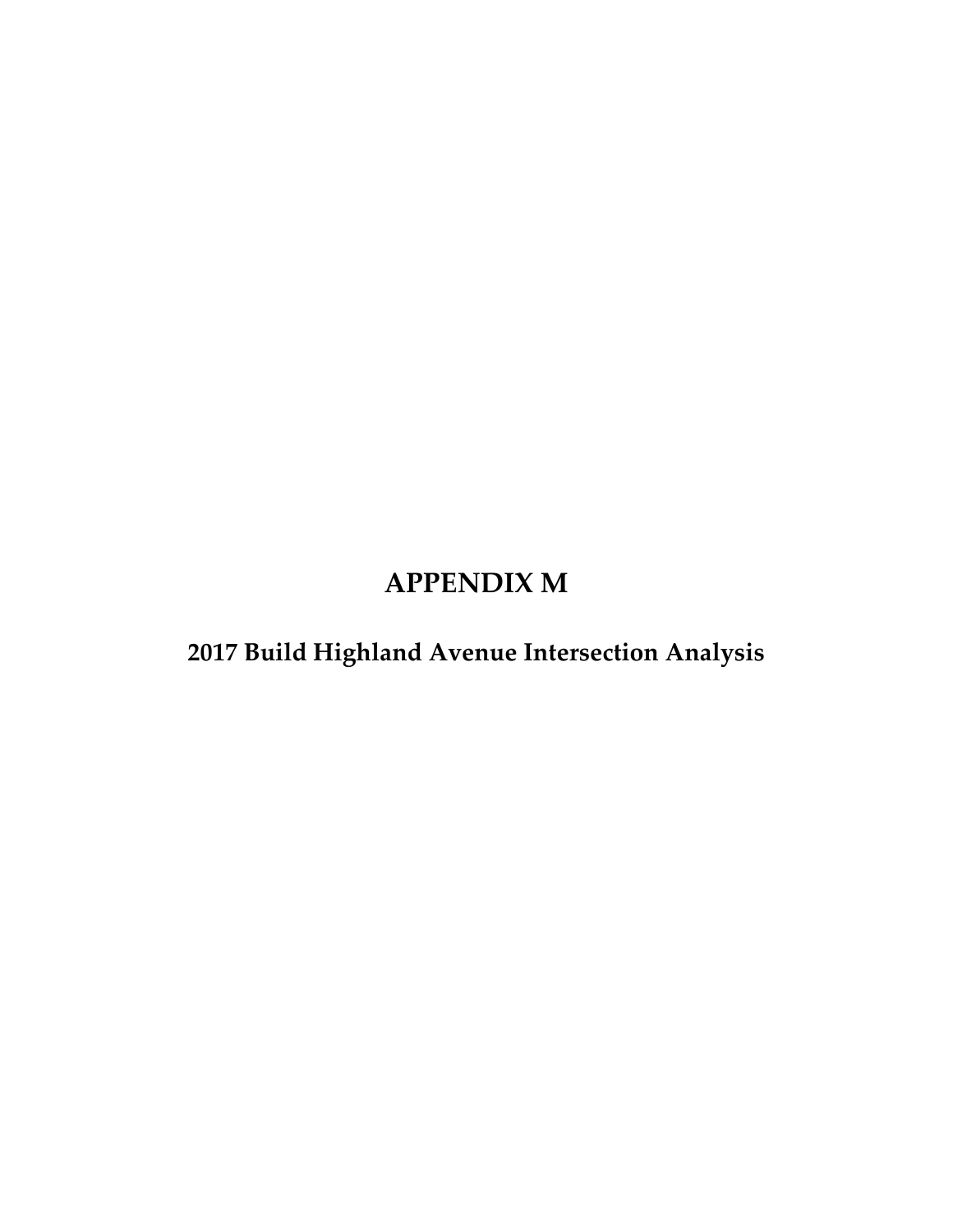# APPENDIX M

## 2017 Build Highland Avenue Intersection Analysis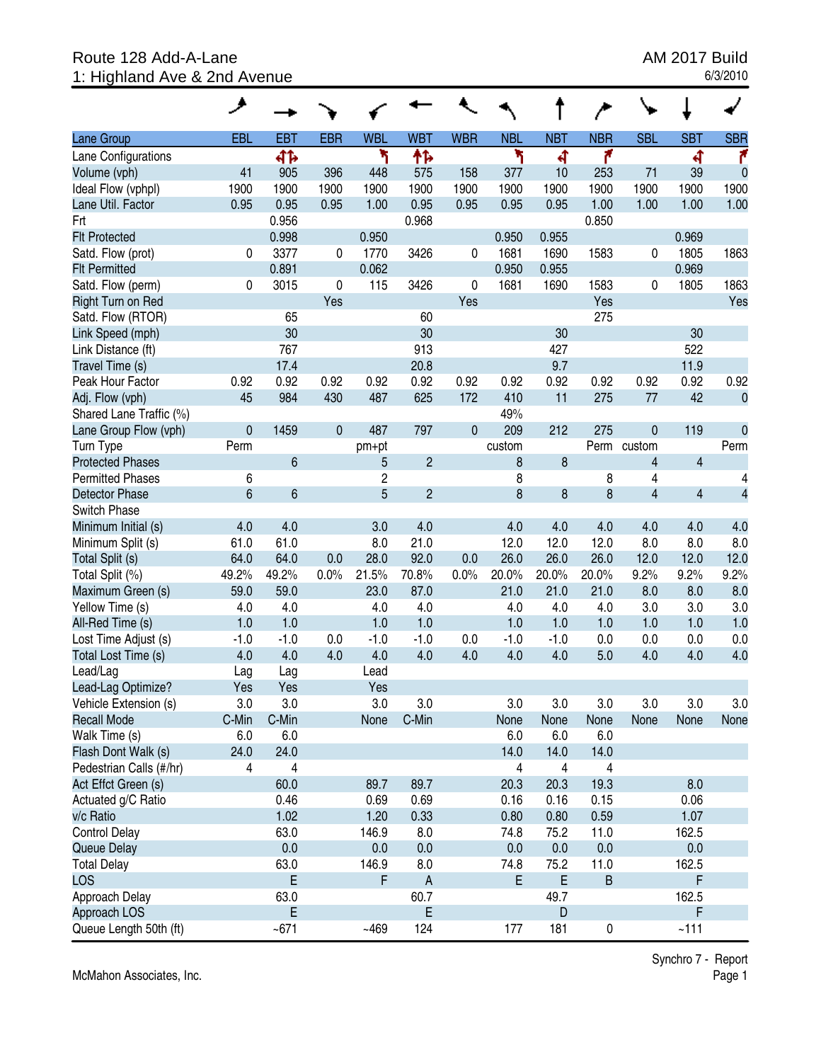Route 128 Add-A-Lane
1: Highland Ave & 2nd Avenue

AM 2017 Build
6/3/2010

| Lane Group | EBL | EBT | EBR | WBL | WBT | WBR | NBL | NBT | NBR | SBL | SBT | SBR |
|---|---|---|---|---|---|---|---|---|---|---|---|---|
| Lane Configurations | | 41> | | 1 | 11> | | 1 | 41 | 7 | | 41 | 7 |
| Volume (vph) | 41 | 905 | 396 | 448 | 575 | 158 | 377 | 10 | 253 | 71 | 39 | 0 |
| Ideal Flow (vphpl) | 1900 | 1900 | 1900 | 1900 | 1900 | 1900 | 1900 | 1900 | 1900 | 1900 | 1900 | 1900 |
| Lane Util. Factor | 0.95 | 0.95 | 0.95 | 1.00 | 0.95 | 0.95 | 0.95 | 0.95 | 1.00 | 1.00 | 1.00 | 1.00 |
| Frt | | 0.956 | | | 0.968 | | | | 0.850 | | | |
| Flt Protected | | 0.998 | | 0.950 | | | 0.950 | 0.955 | | | 0.969 | |
| Satd. Flow (prot) | 0 | 3377 | 0 | 1770 | 3426 | 0 | 1681 | 1690 | 1583 | 0 | 1805 | 1863 |
| Flt Permitted | | 0.891 | | 0.062 | | | 0.950 | 0.955 | | | 0.969 | |
| Satd. Flow (perm) | 0 | 3015 | 0 | 115 | 3426 | 0 | 1681 | 1690 | 1583 | 0 | 1805 | 1863 |
| Right Turn on Red | | | Yes | | | Yes | | | Yes | | | Yes |
| Satd. Flow (RTOR) | | 65 | | | 60 | | | | 275 | | | |
| Link Speed (mph) | | 30 | | | 30 | | | 30 | | | 30 | |
| Link Distance (ft) | | 767 | | | 913 | | | 427 | | | 522 | |
| Travel Time (s) | | 17.4 | | | 20.8 | | | 9.7 | | | 11.9 | |
| Peak Hour Factor | 0.92 | 0.92 | 0.92 | 0.92 | 0.92 | 0.92 | 0.92 | 0.92 | 0.92 | 0.92 | 0.92 | 0.92 |
| Adj. Flow (vph) | 45 | 984 | 430 | 487 | 625 | 172 | 410 | 11 | 275 | 77 | 42 | 0 |
| Shared Lane Traffic (%) | | | | | | | 49% | | | | | |
| Lane Group Flow (vph) | 0 | 1459 | 0 | 487 | 797 | 0 | 209 | 212 | 275 | 0 | 119 | 0 |
| Turn Type | Perm | | | pm+pt | | | custom | | Perm | custom | | Perm |
| Protected Phases | | 6 | | 5 | 2 | | 8 | 8 | | 4 | 4 | |
| Permitted Phases | 6 | | | 2 | | | 8 | | 8 | 4 | | 4 |
| Detector Phase | 6 | 6 | | 5 | 2 | | 8 | 8 | 8 | 4 | 4 | 4 |
| Switch Phase | | | | | | | | | | | | |
| Minimum Initial (s) | 4.0 | 4.0 | | 3.0 | 4.0 | | 4.0 | 4.0 | 4.0 | 4.0 | 4.0 | 4.0 |
| Minimum Split (s) | 61.0 | 61.0 | | 8.0 | 21.0 | | 12.0 | 12.0 | 12.0 | 8.0 | 8.0 | 8.0 |
| Total Split (s) | 64.0 | 64.0 | 0.0 | 28.0 | 92.0 | 0.0 | 26.0 | 26.0 | 26.0 | 12.0 | 12.0 | 12.0 |
| Total Split (%) | 49.2% | 49.2% | 0.0% | 21.5% | 70.8% | 0.0% | 20.0% | 20.0% | 20.0% | 9.2% | 9.2% | 9.2% |
| Maximum Green (s) | 59.0 | 59.0 | | 23.0 | 87.0 | | 21.0 | 21.0 | 21.0 | 8.0 | 8.0 | 8.0 |
| Yellow Time (s) | 4.0 | 4.0 | | 4.0 | 4.0 | | 4.0 | 4.0 | 4.0 | 3.0 | 3.0 | 3.0 |
| All-Red Time (s) | 1.0 | 1.0 | | 1.0 | 1.0 | | 1.0 | 1.0 | 1.0 | 1.0 | 1.0 | 1.0 |
| Lost Time Adjust (s) | -1.0 | -1.0 | 0.0 | -1.0 | -1.0 | 0.0 | -1.0 | -1.0 | 0.0 | 0.0 | 0.0 | 0.0 |
| Total Lost Time (s) | 4.0 | 4.0 | 4.0 | 4.0 | 4.0 | 4.0 | 4.0 | 4.0 | 5.0 | 4.0 | 4.0 | 4.0 |
| Lead/Lag | Lag | Lag | | Lead | | | | | | | | |
| Lead-Lag Optimize? | Yes | Yes | | Yes | | | | | | | | |
| Vehicle Extension (s) | 3.0 | 3.0 | | 3.0 | 3.0 | | 3.0 | 3.0 | 3.0 | 3.0 | 3.0 | 3.0 |
| Recall Mode | C-Min | C-Min | | None | C-Min | | None | None | None | None | None | None |
| Walk Time (s) | 6.0 | 6.0 | | | | | 6.0 | 6.0 | 6.0 | | | |
| Flash Dont Walk (s) | 24.0 | 24.0 | | | | | 14.0 | 14.0 | 14.0 | | | |
| Pedestrian Calls (#/hr) | 4 | 4 | | | | | 4 | 4 | 4 | | | |
| Act Effct Green (s) | | 60.0 | | 89.7 | 89.7 | | 20.3 | 20.3 | 19.3 | | 8.0 | |
| Actuated g/C Ratio | | 0.46 | | 0.69 | 0.69 | | 0.16 | 0.16 | 0.15 | | 0.06 | |
| v/c Ratio | | 1.02 | | 1.20 | 0.33 | | 0.80 | 0.80 | 0.59 | | 1.07 | |
| Control Delay | | 63.0 | | 146.9 | 8.0 | | 74.8 | 75.2 | 11.0 | | 162.5 | |
| Queue Delay | | 0.0 | | 0.0 | 0.0 | | 0.0 | 0.0 | 0.0 | | 0.0 | |
| Total Delay | | 63.0 | | 146.9 | 8.0 | | 74.8 | 75.2 | 11.0 | | 162.5 | |
| LOS | | E | | F | A | | E | E | B | | F | |
| Approach Delay | | 63.0 | | | 60.7 | | | 49.7 | | | 162.5 | |
| Approach LOS | | E | | | E | | | D | | | F | |
| Queue Length 50th (ft) | | ~671 | | ~469 | 124 | | 177 | 181 | 0 | | ~111 | |

McMahon Associates, Inc.

Synchro 7 - Report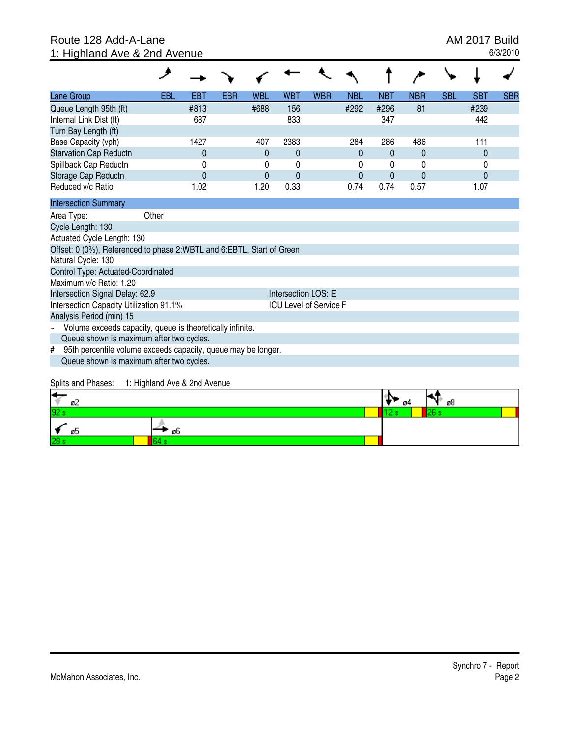Route 128 Add-A-Lane
1: Highland Ave & 2nd Avenue

AM 2017 Build
6/3/2010

| Lane Group | EBL | EBT | EBR | WBL | WBT | WBR | NBL | NBT | NBR | SBL | SBT | SBR |
|---|---|---|---|---|---|---|---|---|---|---|---|---|
| Queue Length 95th (ft) | | #813 | | #688 | 156 | | #292 | #296 | 81 | | #239 | |
| Internal Link Dist (ft) | | 687 | | | 833 | | | 347 | | | 442 | |
| Turn Bay Length (ft) | | | | | | | | | | | | |
| Base Capacity (vph) | | 1427 | | 407 | 2383 | | 284 | 286 | 486 | | 111 | |
| Starvation Cap Reductn | | 0 | | 0 | 0 | | 0 | 0 | 0 | | 0 | |
| Spillback Cap Reductn | | 0 | | 0 | 0 | | 0 | 0 | 0 | | 0 | |
| Storage Cap Reductn | | 0 | | 0 | 0 | | 0 | 0 | 0 | | 0 | |
| Reduced v/c Ratio | | 1.02 | | 1.20 | 0.33 | | 0.74 | 0.74 | 0.57 | | 1.07 | |

**Intersection Summary**

Area Type: Other
Cycle Length: 130
Actuated Cycle Length: 130
Offset: 0 (0%), Referenced to phase 2:WBTL and 6:EBTL, Start of Green
Natural Cycle: 130
Control Type: Actuated-Coordinated
Maximum v/c Ratio: 1.20
Intersection Signal Delay: 62.9 — Intersection LOS: E
Intersection Capacity Utilization 91.1% — ICU Level of Service F
Analysis Period (min) 15

~ Volume exceeds capacity, queue is theoretically infinite.
Queue shown is maximum after two cycles.

# 95th percentile volume exceeds capacity, queue may be longer.
Queue shown is maximum after two cycles.

Splits and Phases: 1: Highland Ave & 2nd Avenue

| ø2 | ø4 | ø8 |
|---|---|---|
| 92 s | 12 s | 26 s |

| ø5 | ø6 |
|---|---|
| 28 s | 64 s |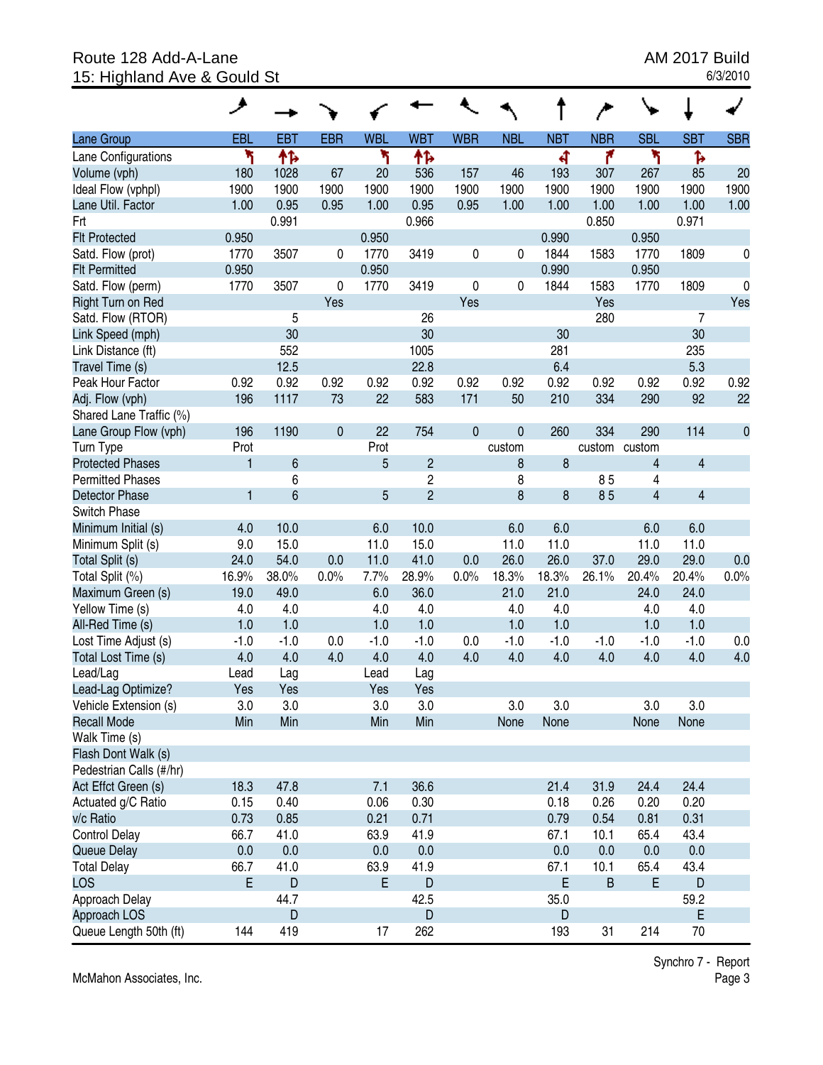Route 128 Add-A-Lane
15: Highland Ave & Gould St

AM 2017 Build
6/3/2010

| Lane Group | EBL | EBT | EBR | WBL | WBT | WBR | NBL | NBT | NBR | SBL | SBT | SBR |
|---|---|---|---|---|---|---|---|---|---|---|---|---|
| Lane Configurations | ↰ | ↑↱ | | ↰ | ↑↱ | | | ↰ | ↱ | ↰ | ↱ | |
| Volume (vph) | 180 | 1028 | 67 | 20 | 536 | 157 | 46 | 193 | 307 | 267 | 85 | 20 |
| Ideal Flow (vphpl) | 1900 | 1900 | 1900 | 1900 | 1900 | 1900 | 1900 | 1900 | 1900 | 1900 | 1900 | 1900 |
| Lane Util. Factor | 1.00 | 0.95 | 0.95 | 1.00 | 0.95 | 0.95 | 1.00 | 1.00 | 1.00 | 1.00 | 1.00 | 1.00 |
| Frt | | 0.991 | | | 0.966 | | | | 0.850 | | 0.971 | |
| Flt Protected | 0.950 | | | 0.950 | | | | 0.990 | | 0.950 | | |
| Satd. Flow (prot) | 1770 | 3507 | 0 | 1770 | 3419 | 0 | 0 | 1844 | 1583 | 1770 | 1809 | 0 |
| Flt Permitted | 0.950 | | | 0.950 | | | | 0.990 | | 0.950 | | |
| Satd. Flow (perm) | 1770 | 3507 | 0 | 1770 | 3419 | 0 | 0 | 1844 | 1583 | 1770 | 1809 | 0 |
| Right Turn on Red | | | Yes | | | Yes | | | Yes | | | Yes |
| Satd. Flow (RTOR) | | 5 | | | 26 | | | | 280 | | 7 | |
| Link Speed (mph) | | 30 | | | 30 | | | 30 | | | 30 | |
| Link Distance (ft) | | 552 | | | 1005 | | | 281 | | | 235 | |
| Travel Time (s) | | 12.5 | | | 22.8 | | | 6.4 | | | 5.3 | |
| Peak Hour Factor | 0.92 | 0.92 | 0.92 | 0.92 | 0.92 | 0.92 | 0.92 | 0.92 | 0.92 | 0.92 | 0.92 | 0.92 |
| Adj. Flow (vph) | 196 | 1117 | 73 | 22 | 583 | 171 | 50 | 210 | 334 | 290 | 92 | 22 |
| Shared Lane Traffic (%) | | | | | | | | | | | | |
| Lane Group Flow (vph) | 196 | 1190 | 0 | 22 | 754 | 0 | 0 | 260 | 334 | 290 | 114 | 0 |
| Turn Type | Prot | | | Prot | | | custom | | custom | custom | | |
| Protected Phases | 1 | 6 | | 5 | 2 | | 8 | 8 | | 4 | 4 | |
| Permitted Phases | | 6 | | | 2 | | 8 | | 8 5 | 4 | | |
| Detector Phase | 1 | 6 | | 5 | 2 | | 8 | 8 | 8 5 | 4 | 4 | |
| Switch Phase | | | | | | | | | | | | |
| Minimum Initial (s) | 4.0 | 10.0 | | 6.0 | 10.0 | | 6.0 | 6.0 | | 6.0 | 6.0 | |
| Minimum Split (s) | 9.0 | 15.0 | | 11.0 | 15.0 | | 11.0 | 11.0 | | 11.0 | 11.0 | |
| Total Split (s) | 24.0 | 54.0 | 0.0 | 11.0 | 41.0 | 0.0 | 26.0 | 26.0 | 37.0 | 29.0 | 29.0 | 0.0 |
| Total Split (%) | 16.9% | 38.0% | 0.0% | 7.7% | 28.9% | 0.0% | 18.3% | 18.3% | 26.1% | 20.4% | 20.4% | 0.0% |
| Maximum Green (s) | 19.0 | 49.0 | | 6.0 | 36.0 | | 21.0 | 21.0 | | 24.0 | 24.0 | |
| Yellow Time (s) | 4.0 | 4.0 | | 4.0 | 4.0 | | 4.0 | 4.0 | | 4.0 | 4.0 | |
| All-Red Time (s) | 1.0 | 1.0 | | 1.0 | 1.0 | | 1.0 | 1.0 | | 1.0 | 1.0 | |
| Lost Time Adjust (s) | -1.0 | -1.0 | 0.0 | -1.0 | -1.0 | 0.0 | -1.0 | -1.0 | -1.0 | -1.0 | -1.0 | 0.0 |
| Total Lost Time (s) | 4.0 | 4.0 | 4.0 | 4.0 | 4.0 | 4.0 | 4.0 | 4.0 | 4.0 | 4.0 | 4.0 | 4.0 |
| Lead/Lag | Lead | Lag | | Lead | Lag | | | | | | | |
| Lead-Lag Optimize? | Yes | Yes | | Yes | Yes | | | | | | | |
| Vehicle Extension (s) | 3.0 | 3.0 | | 3.0 | 3.0 | | 3.0 | 3.0 | | 3.0 | 3.0 | |
| Recall Mode | Min | Min | | Min | Min | | None | None | | None | None | |
| Walk Time (s) | | | | | | | | | | | | |
| Flash Dont Walk (s) | | | | | | | | | | | | |
| Pedestrian Calls (#/hr) | | | | | | | | | | | | |
| Act Effct Green (s) | 18.3 | 47.8 | | 7.1 | 36.6 | | | 21.4 | 31.9 | 24.4 | 24.4 | |
| Actuated g/C Ratio | 0.15 | 0.40 | | 0.06 | 0.30 | | | 0.18 | 0.26 | 0.20 | 0.20 | |
| v/c Ratio | 0.73 | 0.85 | | 0.21 | 0.71 | | | 0.79 | 0.54 | 0.81 | 0.31 | |
| Control Delay | 66.7 | 41.0 | | 63.9 | 41.9 | | | 67.1 | 10.1 | 65.4 | 43.4 | |
| Queue Delay | 0.0 | 0.0 | | 0.0 | 0.0 | | | 0.0 | 0.0 | 0.0 | 0.0 | |
| Total Delay | 66.7 | 41.0 | | 63.9 | 41.9 | | | 67.1 | 10.1 | 65.4 | 43.4 | |
| LOS | E | D | | E | D | | | E | B | E | D | |
| Approach Delay | | 44.7 | | | 42.5 | | | 35.0 | | | 59.2 | |
| Approach LOS | | D | | | D | | | D | | | E | |
| Queue Length 50th (ft) | 144 | 419 | | 17 | 262 | | | 193 | 31 | 214 | 70 | |

McMahon Associates, Inc.

Synchro 7 - Report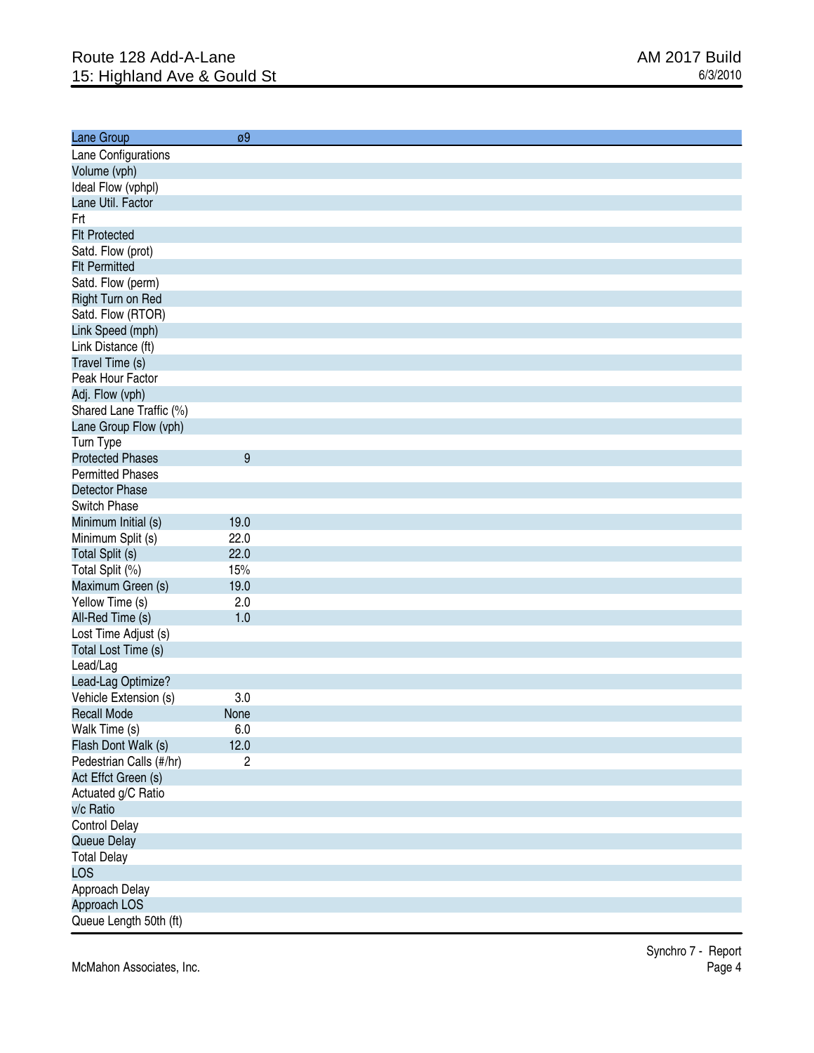# Route 128 Add-A-Lane
## 15: Highland Ave & Gould St

AM 2017 Build
6/3/2010

| Lane Group | ø9 |
|---|---|
| Lane Configurations | |
| Volume (vph) | |
| Ideal Flow (vphpl) | |
| Lane Util. Factor | |
| Frt | |
| Flt Protected | |
| Satd. Flow (prot) | |
| Flt Permitted | |
| Satd. Flow (perm) | |
| Right Turn on Red | |
| Satd. Flow (RTOR) | |
| Link Speed (mph) | |
| Link Distance (ft) | |
| Travel Time (s) | |
| Peak Hour Factor | |
| Adj. Flow (vph) | |
| Shared Lane Traffic (%) | |
| Lane Group Flow (vph) | |
| Turn Type | |
| Protected Phases | 9 |
| Permitted Phases | |
| Detector Phase | |
| Switch Phase | |
| Minimum Initial (s) | 19.0 |
| Minimum Split (s) | 22.0 |
| Total Split (s) | 22.0 |
| Total Split (%) | 15% |
| Maximum Green (s) | 19.0 |
| Yellow Time (s) | 2.0 |
| All-Red Time (s) | 1.0 |
| Lost Time Adjust (s) | |
| Total Lost Time (s) | |
| Lead/Lag | |
| Lead-Lag Optimize? | |
| Vehicle Extension (s) | 3.0 |
| Recall Mode | None |
| Walk Time (s) | 6.0 |
| Flash Dont Walk (s) | 12.0 |
| Pedestrian Calls (#/hr) | 2 |
| Act Effct Green (s) | |
| Actuated g/C Ratio | |
| v/c Ratio | |
| Control Delay | |
| Queue Delay | |
| Total Delay | |
| LOS | |
| Approach Delay | |
| Approach LOS | |
| Queue Length 50th (ft) | |

McMahon Associates, Inc.

Synchro 7 - Report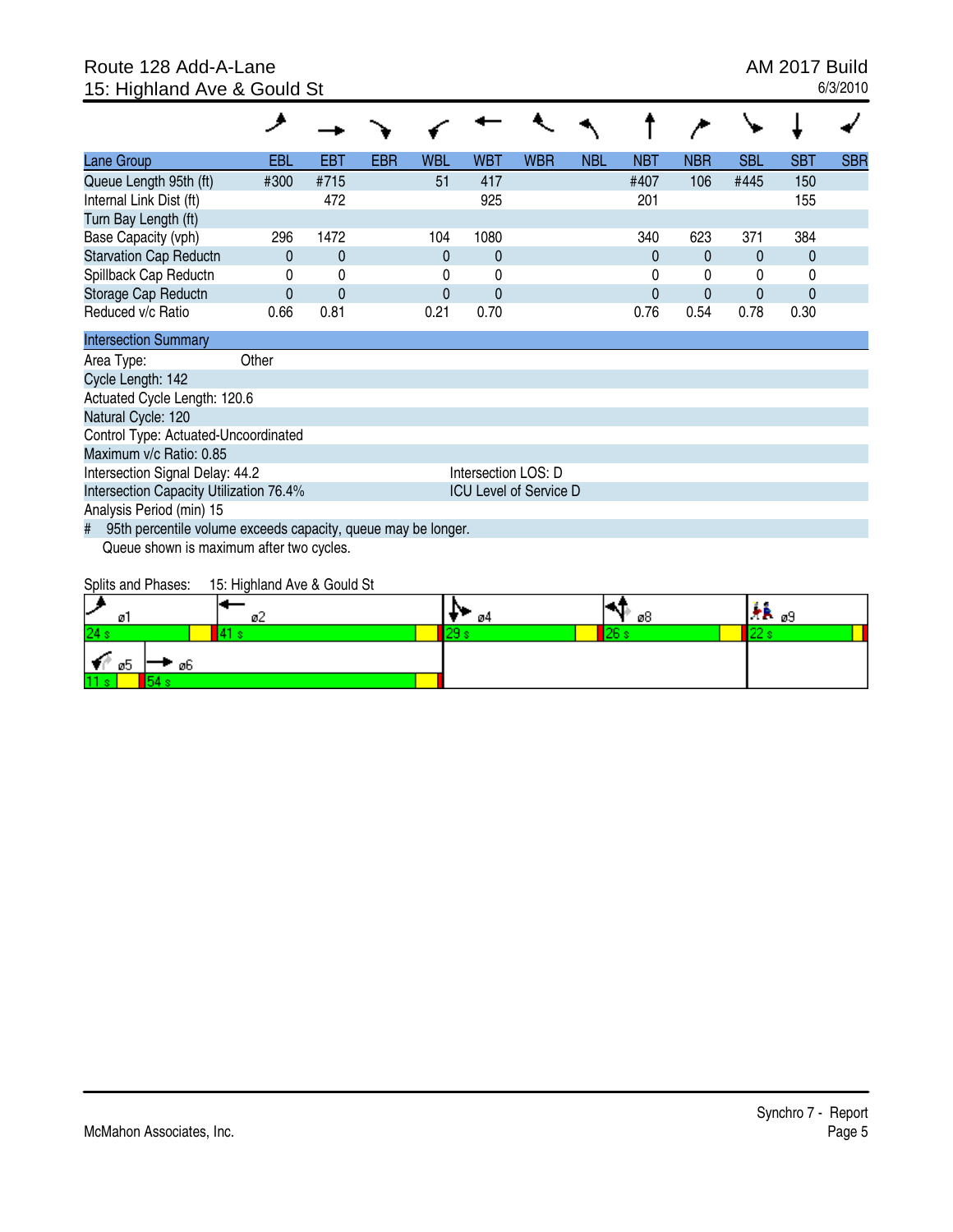Route 128 Add-A-Lane
15: Highland Ave & Gould St

AM 2017 Build
6/3/2010

| Lane Group | EBL | EBT | EBR | WBL | WBT | WBR | NBL | NBT | NBR | SBL | SBT | SBR |
|---|---|---|---|---|---|---|---|---|---|---|---|---|
| Queue Length 95th (ft) | #300 | #715 | | 51 | 417 | | | #407 | 106 | #445 | 150 | |
| Internal Link Dist (ft) | | 472 | | | 925 | | | 201 | | | 155 | |
| Turn Bay Length (ft) | | | | | | | | | | | | |
| Base Capacity (vph) | 296 | 1472 | | 104 | 1080 | | | 340 | 623 | 371 | 384 | |
| Starvation Cap Reductn | 0 | 0 | | 0 | 0 | | | 0 | 0 | 0 | 0 | |
| Spillback Cap Reductn | 0 | 0 | | 0 | 0 | | | 0 | 0 | 0 | 0 | |
| Storage Cap Reductn | 0 | 0 | | 0 | 0 | | | 0 | 0 | 0 | 0 | |
| Reduced v/c Ratio | 0.66 | 0.81 | | 0.21 | 0.70 | | | 0.76 | 0.54 | 0.78 | 0.30 | |

**Intersection Summary**

Area Type: Other
Cycle Length: 142
Actuated Cycle Length: 120.6
Natural Cycle: 120
Control Type: Actuated-Uncoordinated
Maximum v/c Ratio: 0.85
Intersection Signal Delay: 44.2 — Intersection LOS: D
Intersection Capacity Utilization 76.4% — ICU Level of Service D
Analysis Period (min) 15
# 95th percentile volume exceeds capacity, queue may be longer.
Queue shown is maximum after two cycles.

Splits and Phases: 15: Highland Ave & Gould St

| ø1 | ø2 | ø4 | ø8 | ø9 |
|---|---|---|---|---|
| 24 s | 41 s | 29 s | 26 s | 22 s |

| ø5 | ø6 |
|---|---|
| 11 s | 54 s |

McMahon Associates, Inc.

Synchro 7 - Report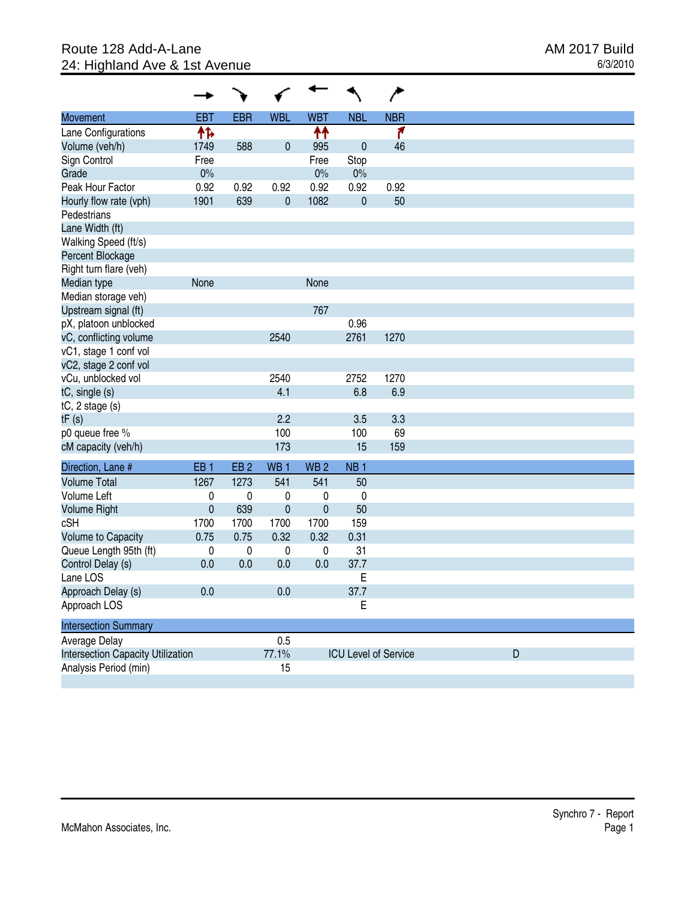# Route 128 Add-A-Lane
## 24: Highland Ave & 1st Avenue

AM 2017 Build
6/3/2010

| Movement | EBT | EBR | WBL | WBT | NBL | NBR |
|---|---|---|---|---|---|---|
| Lane Configurations | ↑↑→ | | | ↑↑ | | ↱ |
| Volume (veh/h) | 1749 | 588 | 0 | 995 | 0 | 46 |
| Sign Control | Free | | | Free | Stop | |
| Grade | 0% | | | 0% | 0% | |
| Peak Hour Factor | 0.92 | 0.92 | 0.92 | 0.92 | 0.92 | 0.92 |
| Hourly flow rate (vph) | 1901 | 639 | 0 | 1082 | 0 | 50 |
| Pedestrians | | | | | | |
| Lane Width (ft) | | | | | | |
| Walking Speed (ft/s) | | | | | | |
| Percent Blockage | | | | | | |
| Right turn flare (veh) | | | | | | |
| Median type | None | | | None | | |
| Median storage veh) | | | | | | |
| Upstream signal (ft) | | | | 767 | | |
| pX, platoon unblocked | | | | | 0.96 | |
| vC, conflicting volume | | | 2540 | | 2761 | 1270 |
| vC1, stage 1 conf vol | | | | | | |
| vC2, stage 2 conf vol | | | | | | |
| vCu, unblocked vol | | | 2540 | | 2752 | 1270 |
| tC, single (s) | | | 4.1 | | 6.8 | 6.9 |
| tC, 2 stage (s) | | | | | | |
| tF (s) | | | 2.2 | | 3.5 | 3.3 |
| p0 queue free % | | | 100 | | 100 | 69 |
| cM capacity (veh/h) | | | 173 | | 15 | 159 |

| Direction, Lane # | EB 1 | EB 2 | WB 1 | WB 2 | NB 1 |
|---|---|---|---|---|---|
| Volume Total | 1267 | 1273 | 541 | 541 | 50 |
| Volume Left | 0 | 0 | 0 | 0 | 0 |
| Volume Right | 0 | 639 | 0 | 0 | 50 |
| cSH | 1700 | 1700 | 1700 | 1700 | 159 |
| Volume to Capacity | 0.75 | 0.75 | 0.32 | 0.32 | 0.31 |
| Queue Length 95th (ft) | 0 | 0 | 0 | 0 | 31 |
| Control Delay (s) | 0.0 | 0.0 | 0.0 | 0.0 | 37.7 |
| Lane LOS | | | | | E |
| Approach Delay (s) | 0.0 | | 0.0 | | 37.7 |
| Approach LOS | | | | | E |

| Intersection Summary | | | |
|---|---|---|---|
| Average Delay | 0.5 | | |
| Intersection Capacity Utilization | 77.1% | ICU Level of Service | D |
| Analysis Period (min) | 15 | | |

McMahon Associates, Inc.

Synchro 7 - Report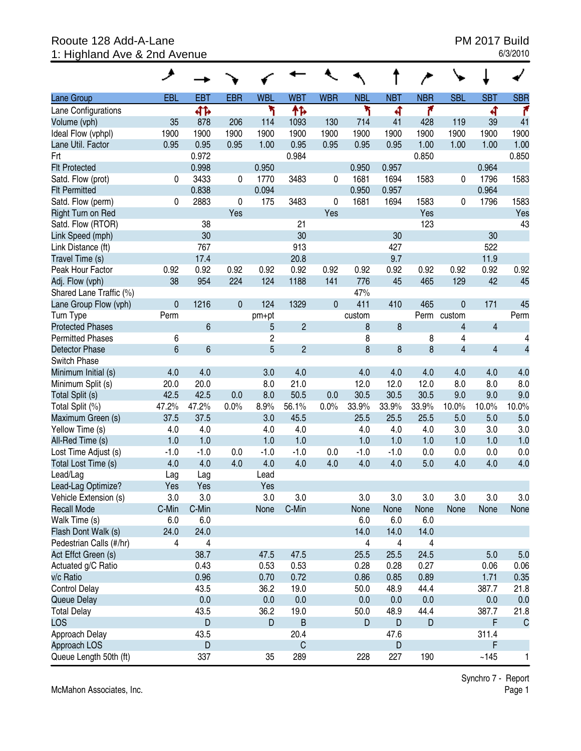Rooute 128 Add-A-Lane
1: Highland Ave & 2nd Avenue

PM 2017 Build
6/3/2010

| Lane Group | EBL | EBT | EBR | WBL | WBT | WBR | NBL | NBT | NBR | SBL | SBT | SBR |
|---|---|---|---|---|---|---|---|---|---|---|---|---|
| Lane Configurations | | | | | | | | | | | | |
| Volume (vph) | 35 | 878 | 206 | 114 | 1093 | 130 | 714 | 41 | 428 | 119 | 39 | 41 |
| Ideal Flow (vphpl) | 1900 | 1900 | 1900 | 1900 | 1900 | 1900 | 1900 | 1900 | 1900 | 1900 | 1900 | 1900 |
| Lane Util. Factor | 0.95 | 0.95 | 0.95 | 1.00 | 0.95 | 0.95 | 0.95 | 0.95 | 1.00 | 1.00 | 1.00 | 1.00 |
| Frt | | 0.972 | | | 0.984 | | | | 0.850 | | | 0.850 |
| Flt Protected | | 0.998 | | 0.950 | | | 0.950 | 0.957 | | | 0.964 | |
| Satd. Flow (prot) | 0 | 3433 | 0 | 1770 | 3483 | 0 | 1681 | 1694 | 1583 | 0 | 1796 | 1583 |
| Flt Permitted | | 0.838 | | 0.094 | | | 0.950 | 0.957 | | | 0.964 | |
| Satd. Flow (perm) | 0 | 2883 | 0 | 175 | 3483 | 0 | 1681 | 1694 | 1583 | 0 | 1796 | 1583 |
| Right Turn on Red | | | Yes | | | Yes | | | Yes | | | Yes |
| Satd. Flow (RTOR) | | 38 | | | 21 | | | | 123 | | | 43 |
| Link Speed (mph) | | 30 | | | 30 | | | 30 | | | 30 | |
| Link Distance (ft) | | 767 | | | 913 | | | 427 | | | 522 | |
| Travel Time (s) | | 17.4 | | | 20.8 | | | 9.7 | | | 11.9 | |
| Peak Hour Factor | 0.92 | 0.92 | 0.92 | 0.92 | 0.92 | 0.92 | 0.92 | 0.92 | 0.92 | 0.92 | 0.92 | 0.92 |
| Adj. Flow (vph) | 38 | 954 | 224 | 124 | 1188 | 141 | 776 | 45 | 465 | 129 | 42 | 45 |
| Shared Lane Traffic (%) | | | | | | | 47% | | | | | |
| Lane Group Flow (vph) | 0 | 1216 | 0 | 124 | 1329 | 0 | 411 | 410 | 465 | 0 | 171 | 45 |
| Turn Type | Perm | | | pm+pt | | | custom | | Perm | custom | | Perm |
| Protected Phases | | 6 | | 5 | 2 | | 8 | 8 | | 4 | 4 | |
| Permitted Phases | 6 | | | 2 | | | 8 | | 8 | 4 | | 4 |
| Detector Phase | 6 | 6 | | 5 | 2 | | 8 | 8 | 8 | 4 | 4 | 4 |
| Switch Phase | | | | | | | | | | | | |
| Minimum Initial (s) | 4.0 | 4.0 | | 3.0 | 4.0 | | 4.0 | 4.0 | 4.0 | 4.0 | 4.0 | 4.0 |
| Minimum Split (s) | 20.0 | 20.0 | | 8.0 | 21.0 | | 12.0 | 12.0 | 12.0 | 8.0 | 8.0 | 8.0 |
| Total Split (s) | 42.5 | 42.5 | 0.0 | 8.0 | 50.5 | 0.0 | 30.5 | 30.5 | 30.5 | 9.0 | 9.0 | 9.0 |
| Total Split (%) | 47.2% | 47.2% | 0.0% | 8.9% | 56.1% | 0.0% | 33.9% | 33.9% | 33.9% | 10.0% | 10.0% | 10.0% |
| Maximum Green (s) | 37.5 | 37.5 | | 3.0 | 45.5 | | 25.5 | 25.5 | 25.5 | 5.0 | 5.0 | 5.0 |
| Yellow Time (s) | 4.0 | 4.0 | | 4.0 | 4.0 | | 4.0 | 4.0 | 4.0 | 3.0 | 3.0 | 3.0 |
| All-Red Time (s) | 1.0 | 1.0 | | 1.0 | 1.0 | | 1.0 | 1.0 | 1.0 | 1.0 | 1.0 | 1.0 |
| Lost Time Adjust (s) | -1.0 | -1.0 | 0.0 | -1.0 | -1.0 | 0.0 | -1.0 | -1.0 | 0.0 | 0.0 | 0.0 | 0.0 |
| Total Lost Time (s) | 4.0 | 4.0 | 4.0 | 4.0 | 4.0 | 4.0 | 4.0 | 4.0 | 5.0 | 4.0 | 4.0 | 4.0 |
| Lead/Lag | Lag | Lag | | Lead | | | | | | | | |
| Lead-Lag Optimize? | Yes | Yes | | Yes | | | | | | | | |
| Vehicle Extension (s) | 3.0 | 3.0 | | 3.0 | 3.0 | | 3.0 | 3.0 | 3.0 | 3.0 | 3.0 | 3.0 |
| Recall Mode | C-Min | C-Min | | None | C-Min | | None | None | None | None | None | None |
| Walk Time (s) | 6.0 | 6.0 | | | | | 6.0 | 6.0 | 6.0 | | | |
| Flash Dont Walk (s) | 24.0 | 24.0 | | | | | 14.0 | 14.0 | 14.0 | | | |
| Pedestrian Calls (#/hr) | 4 | 4 | | | | | 4 | 4 | 4 | | | |
| Act Effct Green (s) | | 38.7 | | 47.5 | 47.5 | | 25.5 | 25.5 | 24.5 | | 5.0 | 5.0 |
| Actuated g/C Ratio | | 0.43 | | 0.53 | 0.53 | | 0.28 | 0.28 | 0.27 | | 0.06 | 0.06 |
| v/c Ratio | | 0.96 | | 0.70 | 0.72 | | 0.86 | 0.85 | 0.89 | | 1.71 | 0.35 |
| Control Delay | | 43.5 | | 36.2 | 19.0 | | 50.0 | 48.9 | 44.4 | | 387.7 | 21.8 |
| Queue Delay | | 0.0 | | 0.0 | 0.0 | | 0.0 | 0.0 | 0.0 | | 0.0 | 0.0 |
| Total Delay | | 43.5 | | 36.2 | 19.0 | | 50.0 | 48.9 | 44.4 | | 387.7 | 21.8 |
| LOS | | D | | D | B | | D | D | D | | F | C |
| Approach Delay | | 43.5 | | | 20.4 | | | 47.6 | | | 311.4 | |
| Approach LOS | | D | | | C | | | D | | | F | |
| Queue Length 50th (ft) | | 337 | | 35 | 289 | | 228 | 227 | 190 | | ~145 | 1 |

McMahon Associates, Inc.

Synchro 7 - Report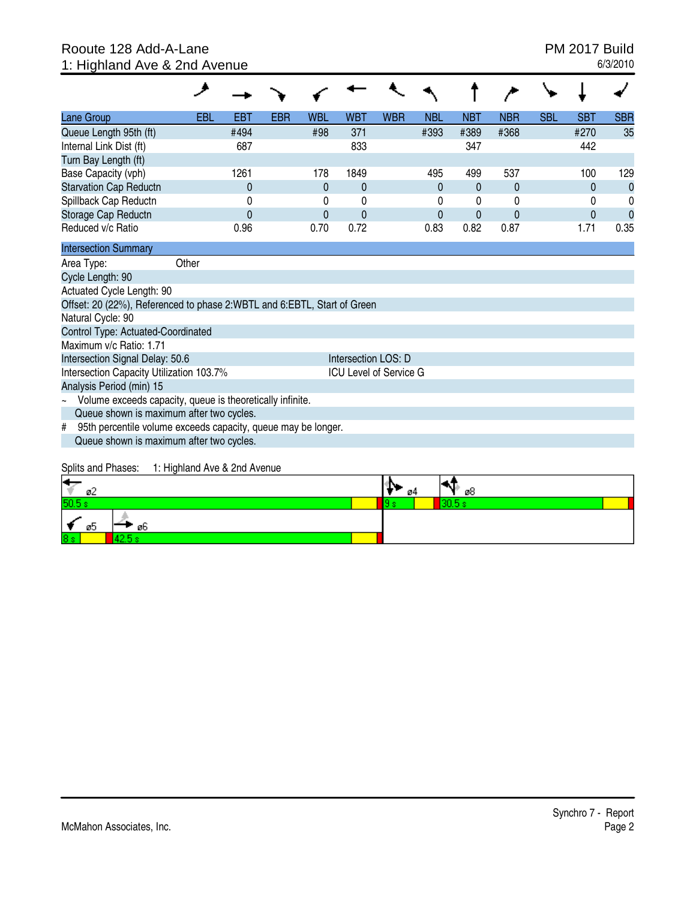Rooute 128 Add-A-Lane
1: Highland Ave & 2nd Avenue

PM 2017 Build
6/3/2010

| Lane Group | EBL | EBT | EBR | WBL | WBT | WBR | NBL | NBT | NBR | SBL | SBT | SBR |
|---|---|---|---|---|---|---|---|---|---|---|---|---|
| Queue Length 95th (ft) | | #494 | | #98 | 371 | | #393 | #389 | #368 | | #270 | 35 |
| Internal Link Dist (ft) | | 687 | | | 833 | | | 347 | | | 442 | |
| Turn Bay Length (ft) | | | | | | | | | | | | |
| Base Capacity (vph) | | 1261 | | 178 | 1849 | | 495 | 499 | 537 | | 100 | 129 |
| Starvation Cap Reductn | | 0 | | 0 | 0 | | 0 | 0 | 0 | | 0 | 0 |
| Spillback Cap Reductn | | 0 | | 0 | 0 | | 0 | 0 | 0 | | 0 | 0 |
| Storage Cap Reductn | | 0 | | 0 | 0 | | 0 | 0 | 0 | | 0 | 0 |
| Reduced v/c Ratio | | 0.96 | | 0.70 | 0.72 | | 0.83 | 0.82 | 0.87 | | 1.71 | 0.35 |

**Intersection Summary**

Area Type: Other
Cycle Length: 90
Actuated Cycle Length: 90
Offset: 20 (22%), Referenced to phase 2:WBTL and 6:EBTL, Start of Green
Natural Cycle: 90
Control Type: Actuated-Coordinated
Maximum v/c Ratio: 1.71
Intersection Signal Delay: 50.6 — Intersection LOS: D
Intersection Capacity Utilization 103.7% — ICU Level of Service G
Analysis Period (min) 15

~ Volume exceeds capacity, queue is theoretically infinite.
Queue shown is maximum after two cycles.

# 95th percentile volume exceeds capacity, queue may be longer.
Queue shown is maximum after two cycles.

Splits and Phases: 1: Highland Ave & 2nd Avenue

| ø2 | ø4 | ø8 |
|---|---|---|
| 50.5 s | 9 s | 30.5 s |

| ø5 | ø6 |
|---|---|
| 8 s | 42.5 s |

McMahon Associates, Inc.

Synchro 7 - Report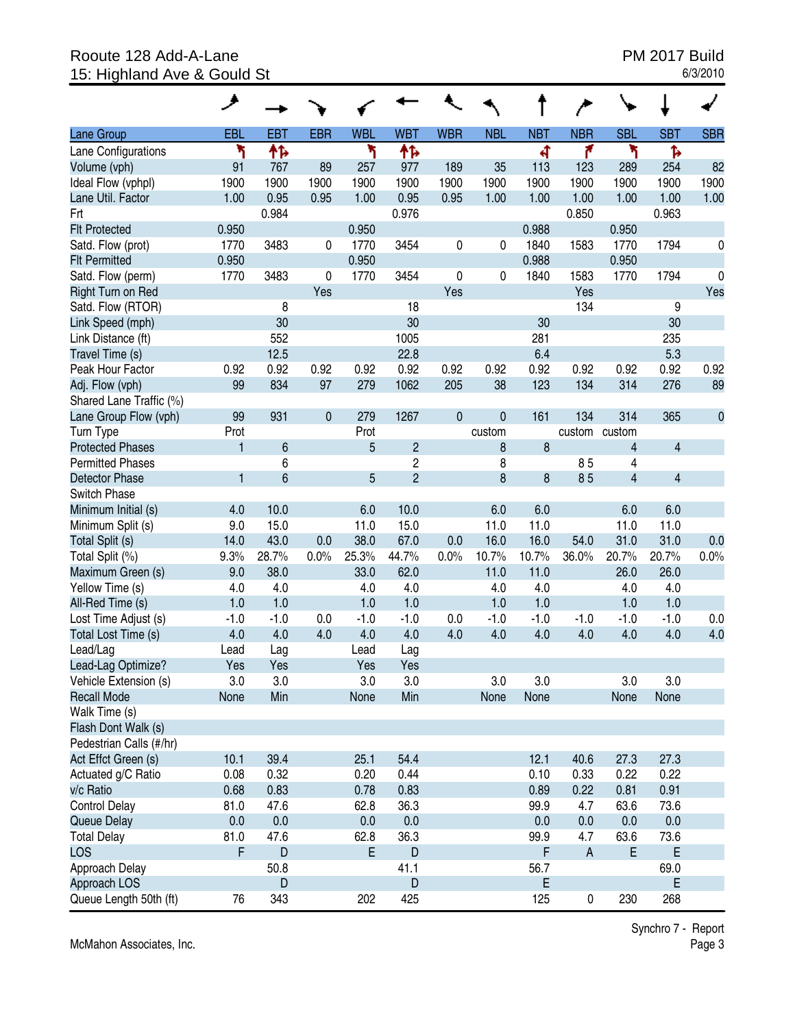Rooute 128 Add-A-Lane
15: Highland Ave & Gould St

PM 2017 Build
6/3/2010

| Lane Group | EBL | EBT | EBR | WBL | WBT | WBR | NBL | NBT | NBR | SBL | SBT | SBR |
|---|---|---|---|---|---|---|---|---|---|---|---|---|
| Lane Configurations | | | | | | | | | | | | |
| Volume (vph) | 91 | 767 | 89 | 257 | 977 | 189 | 35 | 113 | 123 | 289 | 254 | 82 |
| Ideal Flow (vphpl) | 1900 | 1900 | 1900 | 1900 | 1900 | 1900 | 1900 | 1900 | 1900 | 1900 | 1900 | 1900 |
| Lane Util. Factor | 1.00 | 0.95 | 0.95 | 1.00 | 0.95 | 0.95 | 1.00 | 1.00 | 1.00 | 1.00 | 1.00 | 1.00 |
| Frt | | 0.984 | | | 0.976 | | | | 0.850 | | 0.963 | |
| Flt Protected | 0.950 | | | 0.950 | | | | 0.988 | | 0.950 | | |
| Satd. Flow (prot) | 1770 | 3483 | 0 | 1770 | 3454 | 0 | 0 | 1840 | 1583 | 1770 | 1794 | 0 |
| Flt Permitted | 0.950 | | | 0.950 | | | | 0.988 | | 0.950 | | |
| Satd. Flow (perm) | 1770 | 3483 | 0 | 1770 | 3454 | 0 | 0 | 1840 | 1583 | 1770 | 1794 | 0 |
| Right Turn on Red | | | Yes | | | Yes | | | Yes | | | Yes |
| Satd. Flow (RTOR) | | 8 | | | 18 | | | | 134 | | 9 | |
| Link Speed (mph) | | 30 | | | 30 | | | 30 | | | 30 | |
| Link Distance (ft) | | 552 | | | 1005 | | | 281 | | | 235 | |
| Travel Time (s) | | 12.5 | | | 22.8 | | | 6.4 | | | 5.3 | |
| Peak Hour Factor | 0.92 | 0.92 | 0.92 | 0.92 | 0.92 | 0.92 | 0.92 | 0.92 | 0.92 | 0.92 | 0.92 | 0.92 |
| Adj. Flow (vph) | 99 | 834 | 97 | 279 | 1062 | 205 | 38 | 123 | 134 | 314 | 276 | 89 |
| Shared Lane Traffic (%) | | | | | | | | | | | | |
| Lane Group Flow (vph) | 99 | 931 | 0 | 279 | 1267 | 0 | 0 | 161 | 134 | 314 | 365 | 0 |
| Turn Type | Prot | | | Prot | | | custom | | custom | custom | | |
| Protected Phases | 1 | 6 | | 5 | 2 | | 8 | 8 | | 4 | 4 | |
| Permitted Phases | | 6 | | | 2 | | 8 | | 8 5 | 4 | | |
| Detector Phase | 1 | 6 | | 5 | 2 | | 8 | 8 | 8 5 | 4 | 4 | |
| Switch Phase | | | | | | | | | | | | |
| Minimum Initial (s) | 4.0 | 10.0 | | 6.0 | 10.0 | | 6.0 | 6.0 | | 6.0 | 6.0 | |
| Minimum Split (s) | 9.0 | 15.0 | | 11.0 | 15.0 | | 11.0 | 11.0 | | 11.0 | 11.0 | |
| Total Split (s) | 14.0 | 43.0 | 0.0 | 38.0 | 67.0 | 0.0 | 16.0 | 16.0 | 54.0 | 31.0 | 31.0 | 0.0 |
| Total Split (%) | 9.3% | 28.7% | 0.0% | 25.3% | 44.7% | 0.0% | 10.7% | 10.7% | 36.0% | 20.7% | 20.7% | 0.0% |
| Maximum Green (s) | 9.0 | 38.0 | | 33.0 | 62.0 | | 11.0 | 11.0 | | 26.0 | 26.0 | |
| Yellow Time (s) | 4.0 | 4.0 | | 4.0 | 4.0 | | 4.0 | 4.0 | | 4.0 | 4.0 | |
| All-Red Time (s) | 1.0 | 1.0 | | 1.0 | 1.0 | | 1.0 | 1.0 | | 1.0 | 1.0 | |
| Lost Time Adjust (s) | -1.0 | -1.0 | 0.0 | -1.0 | -1.0 | 0.0 | -1.0 | -1.0 | -1.0 | -1.0 | -1.0 | 0.0 |
| Total Lost Time (s) | 4.0 | 4.0 | 4.0 | 4.0 | 4.0 | 4.0 | 4.0 | 4.0 | 4.0 | 4.0 | 4.0 | 4.0 |
| Lead/Lag | Lead | Lag | | Lead | Lag | | | | | | | |
| Lead-Lag Optimize? | Yes | Yes | | Yes | Yes | | | | | | | |
| Vehicle Extension (s) | 3.0 | 3.0 | | 3.0 | 3.0 | | 3.0 | 3.0 | | 3.0 | 3.0 | |
| Recall Mode | None | Min | | None | Min | | None | None | | None | None | |
| Walk Time (s) | | | | | | | | | | | | |
| Flash Dont Walk (s) | | | | | | | | | | | | |
| Pedestrian Calls (#/hr) | | | | | | | | | | | | |
| Act Effct Green (s) | 10.1 | 39.4 | | 25.1 | 54.4 | | | 12.1 | 40.6 | 27.3 | 27.3 | |
| Actuated g/C Ratio | 0.08 | 0.32 | | 0.20 | 0.44 | | | 0.10 | 0.33 | 0.22 | 0.22 | |
| v/c Ratio | 0.68 | 0.83 | | 0.78 | 0.83 | | | 0.89 | 0.22 | 0.81 | 0.91 | |
| Control Delay | 81.0 | 47.6 | | 62.8 | 36.3 | | | 99.9 | 4.7 | 63.6 | 73.6 | |
| Queue Delay | 0.0 | 0.0 | | 0.0 | 0.0 | | | 0.0 | 0.0 | 0.0 | 0.0 | |
| Total Delay | 81.0 | 47.6 | | 62.8 | 36.3 | | | 99.9 | 4.7 | 63.6 | 73.6 | |
| LOS | F | D | | E | D | | | F | A | E | E | |
| Approach Delay | | 50.8 | | | 41.1 | | | 56.7 | | | 69.0 | |
| Approach LOS | | D | | | D | | | E | | | E | |
| Queue Length 50th (ft) | 76 | 343 | | 202 | 425 | | | 125 | 0 | 230 | 268 | |

McMahon Associates, Inc.

Synchro 7 - Report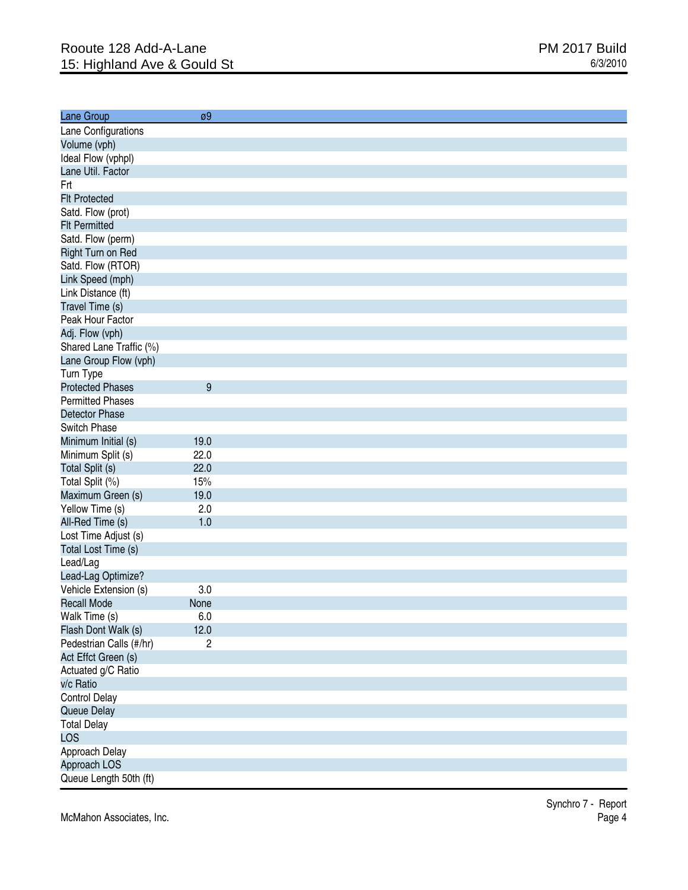Rooute 128 Add-A-Lane
15: Highland Ave & Gould St

PM 2017 Build
6/3/2010

| Lane Group | ø9 |
|---|---|
| Lane Configurations | |
| Volume (vph) | |
| Ideal Flow (vphpl) | |
| Lane Util. Factor | |
| Frt | |
| Flt Protected | |
| Satd. Flow (prot) | |
| Flt Permitted | |
| Satd. Flow (perm) | |
| Right Turn on Red | |
| Satd. Flow (RTOR) | |
| Link Speed (mph) | |
| Link Distance (ft) | |
| Travel Time (s) | |
| Peak Hour Factor | |
| Adj. Flow (vph) | |
| Shared Lane Traffic (%) | |
| Lane Group Flow (vph) | |
| Turn Type | |
| Protected Phases | 9 |
| Permitted Phases | |
| Detector Phase | |
| Switch Phase | |
| Minimum Initial (s) | 19.0 |
| Minimum Split (s) | 22.0 |
| Total Split (s) | 22.0 |
| Total Split (%) | 15% |
| Maximum Green (s) | 19.0 |
| Yellow Time (s) | 2.0 |
| All-Red Time (s) | 1.0 |
| Lost Time Adjust (s) | |
| Total Lost Time (s) | |
| Lead/Lag | |
| Lead-Lag Optimize? | |
| Vehicle Extension (s) | 3.0 |
| Recall Mode | None |
| Walk Time (s) | 6.0 |
| Flash Dont Walk (s) | 12.0 |
| Pedestrian Calls (#/hr) | 2 |
| Act Effct Green (s) | |
| Actuated g/C Ratio | |
| v/c Ratio | |
| Control Delay | |
| Queue Delay | |
| Total Delay | |
| LOS | |
| Approach Delay | |
| Approach LOS | |
| Queue Length 50th (ft) | |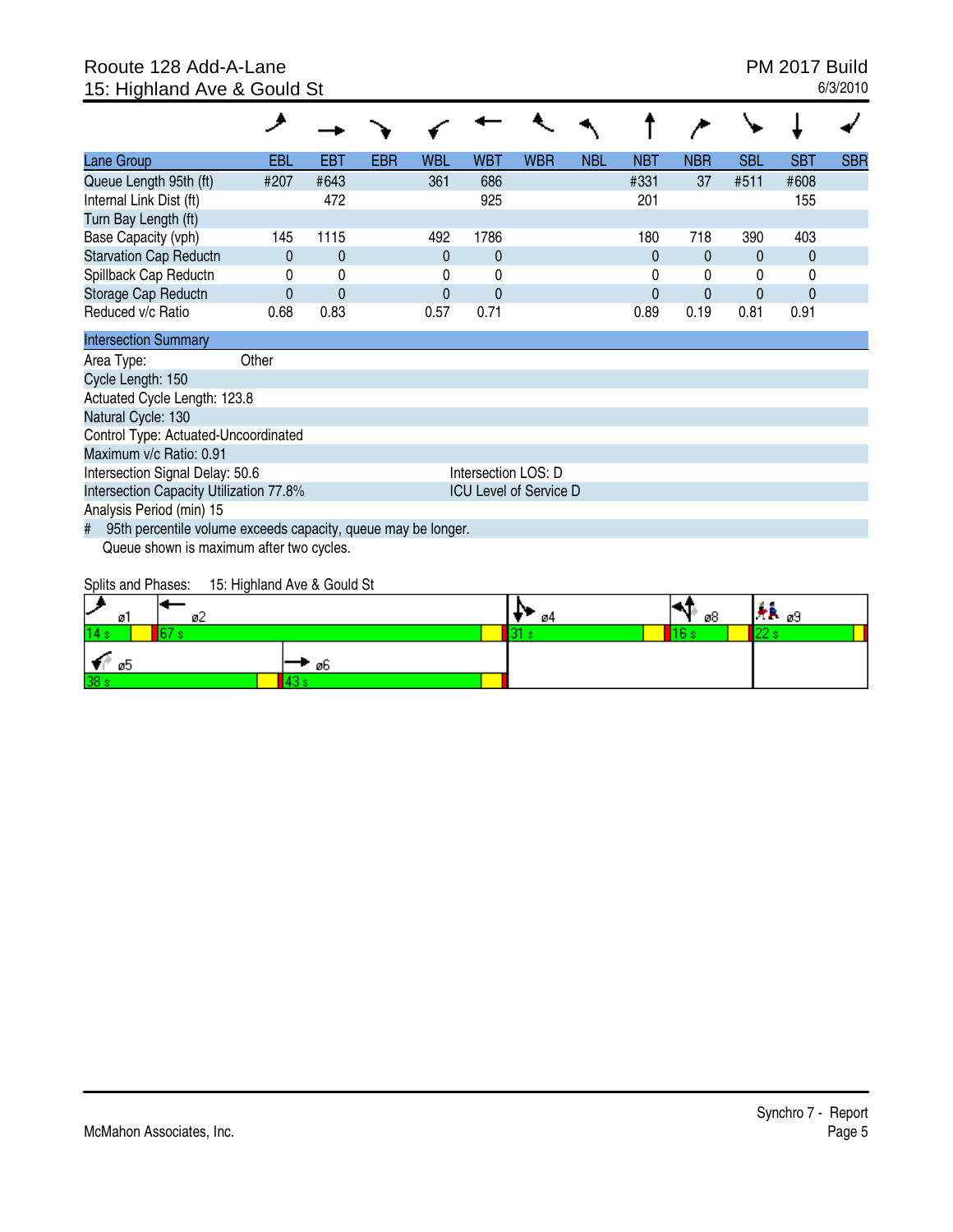Rooute 128 Add-A-Lane
15: Highland Ave & Gould St

PM 2017 Build
6/3/2010

| Lane Group | EBL | EBT | EBR | WBL | WBT | WBR | NBL | NBT | NBR | SBL | SBT | SBR |
|---|---|---|---|---|---|---|---|---|---|---|---|---|
| Queue Length 95th (ft) | #207 | #643 | | 361 | 686 | | | #331 | 37 | #511 | #608 | |
| Internal Link Dist (ft) | | 472 | | | 925 | | | 201 | | | 155 | |
| Turn Bay Length (ft) | | | | | | | | | | | | |
| Base Capacity (vph) | 145 | 1115 | | 492 | 1786 | | | 180 | 718 | 390 | 403 | |
| Starvation Cap Reductn | 0 | 0 | | 0 | 0 | | | 0 | 0 | 0 | 0 | |
| Spillback Cap Reductn | 0 | 0 | | 0 | 0 | | | 0 | 0 | 0 | 0 | |
| Storage Cap Reductn | 0 | 0 | | 0 | 0 | | | 0 | 0 | 0 | 0 | |
| Reduced v/c Ratio | 0.68 | 0.83 | | 0.57 | 0.71 | | | 0.89 | 0.19 | 0.81 | 0.91 | |

**Intersection Summary**

Area Type: Other
Cycle Length: 150
Actuated Cycle Length: 123.8
Natural Cycle: 130
Control Type: Actuated-Uncoordinated
Maximum v/c Ratio: 0.91
Intersection Signal Delay: 50.6 — Intersection LOS: D
Intersection Capacity Utilization 77.8% — ICU Level of Service D
Analysis Period (min) 15
# 95th percentile volume exceeds capacity, queue may be longer.
Queue shown is maximum after two cycles.

Splits and Phases: 15: Highland Ave & Gould St

| ø1 | ø2 | ø4 | ø8 | ø9 |
|---|---|---|---|---|
| 14 s | 67 s | 31 s | 16 s | 22 s |

| ø5 | ø6 |
|---|---|
| 38 s | 43 s |

McMahon Associates, Inc.

Synchro 7 - Report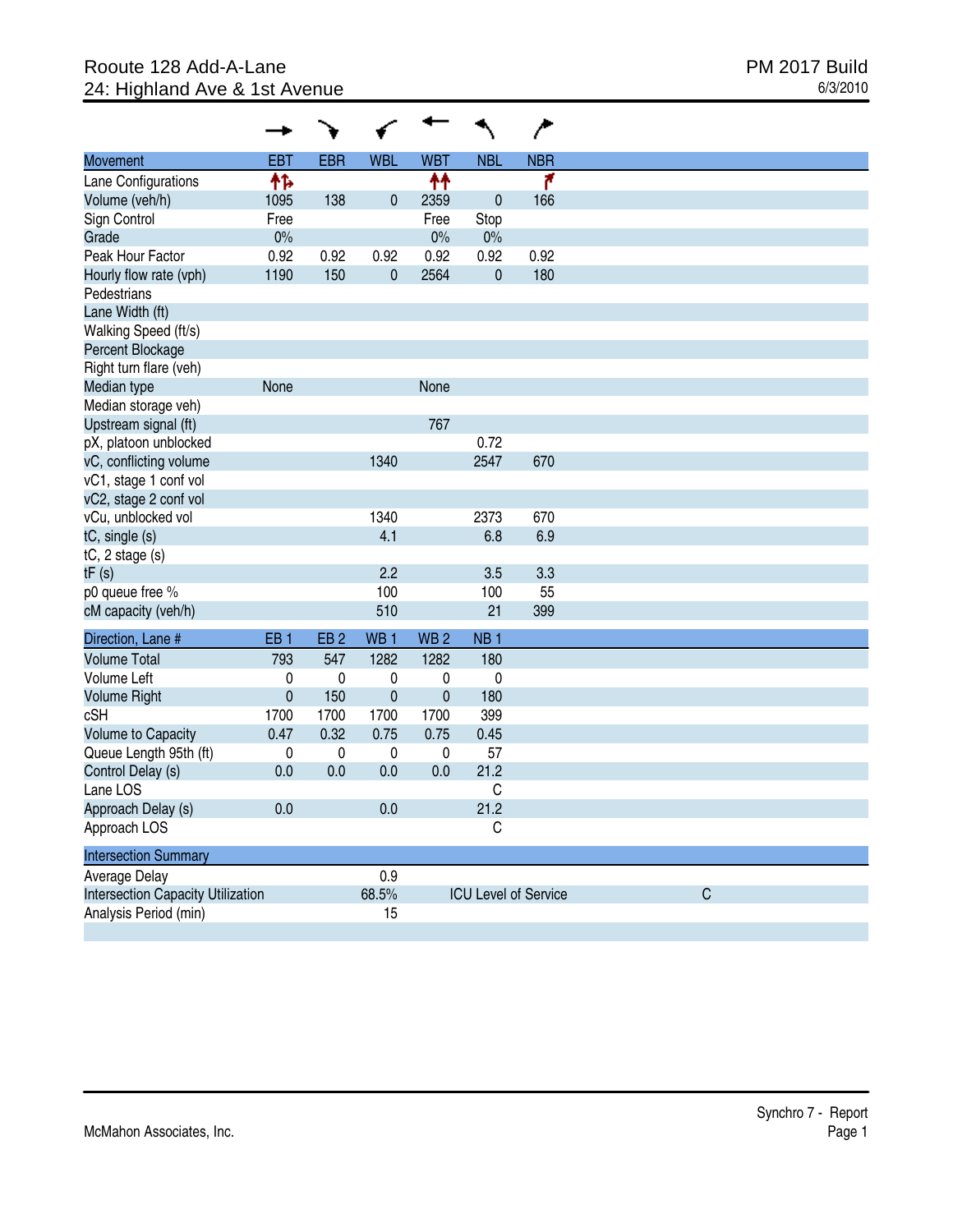Rooute 128 Add-A-Lane
24: Highland Ave & 1st Avenue

PM 2017 Build
6/3/2010

| Movement | EBT | EBR | WBL | WBT | NBL | NBR |
|---|---|---|---|---|---|---|
| Lane Configurations | ↑↱ | | | ↑↑ | | ↱ |
| Volume (veh/h) | 1095 | 138 | 0 | 2359 | 0 | 166 |
| Sign Control | Free | | | Free | Stop | |
| Grade | 0% | | | 0% | 0% | |
| Peak Hour Factor | 0.92 | 0.92 | 0.92 | 0.92 | 0.92 | 0.92 |
| Hourly flow rate (vph) | 1190 | 150 | 0 | 2564 | 0 | 180 |
| Pedestrians | | | | | | |
| Lane Width (ft) | | | | | | |
| Walking Speed (ft/s) | | | | | | |
| Percent Blockage | | | | | | |
| Right turn flare (veh) | | | | | | |
| Median type | None | | | None | | |
| Median storage veh) | | | | | | |
| Upstream signal (ft) | | | | 767 | | |
| pX, platoon unblocked | | | | | 0.72 | |
| vC, conflicting volume | | | 1340 | | 2547 | 670 |
| vC1, stage 1 conf vol | | | | | | |
| vC2, stage 2 conf vol | | | | | | |
| vCu, unblocked vol | | | 1340 | | 2373 | 670 |
| tC, single (s) | | | 4.1 | | 6.8 | 6.9 |
| tC, 2 stage (s) | | | | | | |
| tF (s) | | | 2.2 | | 3.5 | 3.3 |
| p0 queue free % | | | 100 | | 100 | 55 |
| cM capacity (veh/h) | | | 510 | | 21 | 399 |

| Direction, Lane # | EB 1 | EB 2 | WB 1 | WB 2 | NB 1 |
|---|---|---|---|---|---|
| Volume Total | 793 | 547 | 1282 | 1282 | 180 |
| Volume Left | 0 | 0 | 0 | 0 | 0 |
| Volume Right | 0 | 150 | 0 | 0 | 180 |
| cSH | 1700 | 1700 | 1700 | 1700 | 399 |
| Volume to Capacity | 0.47 | 0.32 | 0.75 | 0.75 | 0.45 |
| Queue Length 95th (ft) | 0 | 0 | 0 | 0 | 57 |
| Control Delay (s) | 0.0 | 0.0 | 0.0 | 0.0 | 21.2 |
| Lane LOS | | | | | C |
| Approach Delay (s) | 0.0 | | 0.0 | | 21.2 |
| Approach LOS | | | | | C |

| Intersection Summary | | | |
|---|---|---|---|
| Average Delay | 0.9 | | |
| Intersection Capacity Utilization | 68.5% | ICU Level of Service | C |
| Analysis Period (min) | 15 | | |

McMahon Associates, Inc.

Synchro 7 - Report